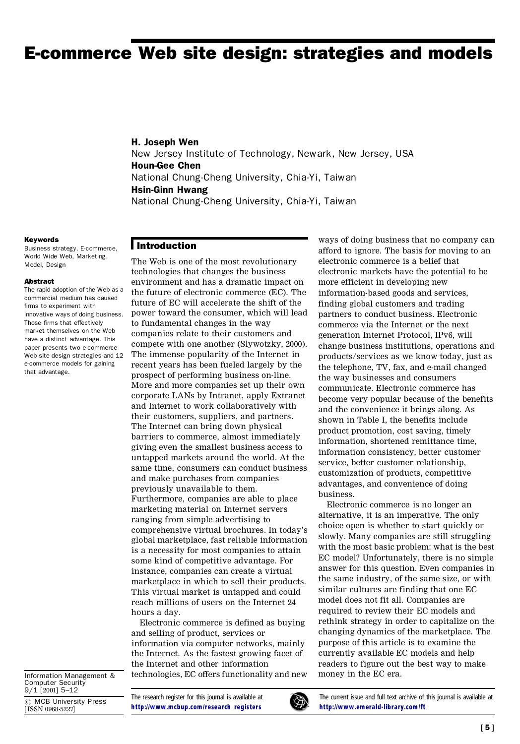# E-commerce Web site design: strategies and models

**H. Joseph Wen**
New Jersey Institute of Technology, Newark, New Jersey, USA
**Houn-Gee Chen**
National Chung-Cheng University, Chia-Yi, Taiwan
**Hsin-Ginn Hwang**
National Chung-Cheng University, Chia-Yi, Taiwan

**Keywords**

Business strategy, E-commerce, World Wide Web, Marketing, Model, Design

**Abstract**

The rapid adoption of the Web as a commercial medium has caused firms to experiment with innovative ways of doing business. Those firms that effectively market themselves on the Web have a distinct advantage. This paper presents two e-commerce Web site design strategies and 12 e-commerce models for gaining that advantage.

Information Management & Computer Security
9/1 [2001] 5–12
© MCB University Press
[ISSN 0968-5227]

## Introduction

The Web is one of the most revolutionary technologies that changes the business environment and has a dramatic impact on the future of electronic commerce (EC). The future of EC will accelerate the shift of the power toward the consumer, which will lead to fundamental changes in the way companies relate to their customers and compete with one another (Slywotzky, 2000). The immense popularity of the Internet in recent years has been fueled largely by the prospect of performing business on-line. More and more companies set up their own corporate LANs by Intranet, apply Extranet and Internet to work collaboratively with their customers, suppliers, and partners. The Internet can bring down physical barriers to commerce, almost immediately giving even the smallest business access to untapped markets around the world. At the same time, consumers can conduct business and make purchases from companies previously unavailable to them. Furthermore, companies are able to place marketing material on Internet servers ranging from simple advertising to comprehensive virtual brochures. In today's global marketplace, fast reliable information is a necessity for most companies to attain some kind of competitive advantage. For instance, companies can create a virtual marketplace in which to sell their products. This virtual market is untapped and could reach millions of users on the Internet 24 hours a day.

Electronic commerce is defined as buying and selling of product, services or information via computer networks, mainly the Internet. As the fastest growing facet of the Internet and other information technologies, EC offers functionality and new ways of doing business that no company can afford to ignore. The basis for moving to an electronic commerce is a belief that electronic markets have the potential to be more efficient in developing new information-based goods and services, finding global customers and trading partners to conduct business. Electronic commerce via the Internet or the next generation Internet Protocol, IPv6, will change business institutions, operations and products/services as we know today, just as the telephone, TV, fax, and e-mail changed the ways businesses and consumers communicate. Electronic commerce has become very popular because of the benefits and the convenience it brings along. As shown in Table I, the benefits include product promotion, cost saving, timely information, shortened remittance time, information consistency, better customer service, better customer relationship, customization of products, competitive advantages, and convenience of doing business.

Electronic commerce is no longer an alternative, it is an imperative. The only choice open is whether to start quickly or slowly. Many companies are still struggling with the most basic problem: what is the best EC model? Unfortunately, there is no simple answer for this question. Even companies in the same industry, of the same size, or with similar cultures are finding that one EC model does not fit all. Companies are required to review their EC models and rethink strategy in order to capitalize on the changing dynamics of the marketplace. The purpose of this article is to examine the currently available EC models and help readers to figure out the best way to make money in the EC era.

The research register for this journal is available at http://www.mcbup.com/research_registers

The current issue and full text archive of this journal is available at http://www.emerald-library.com/ft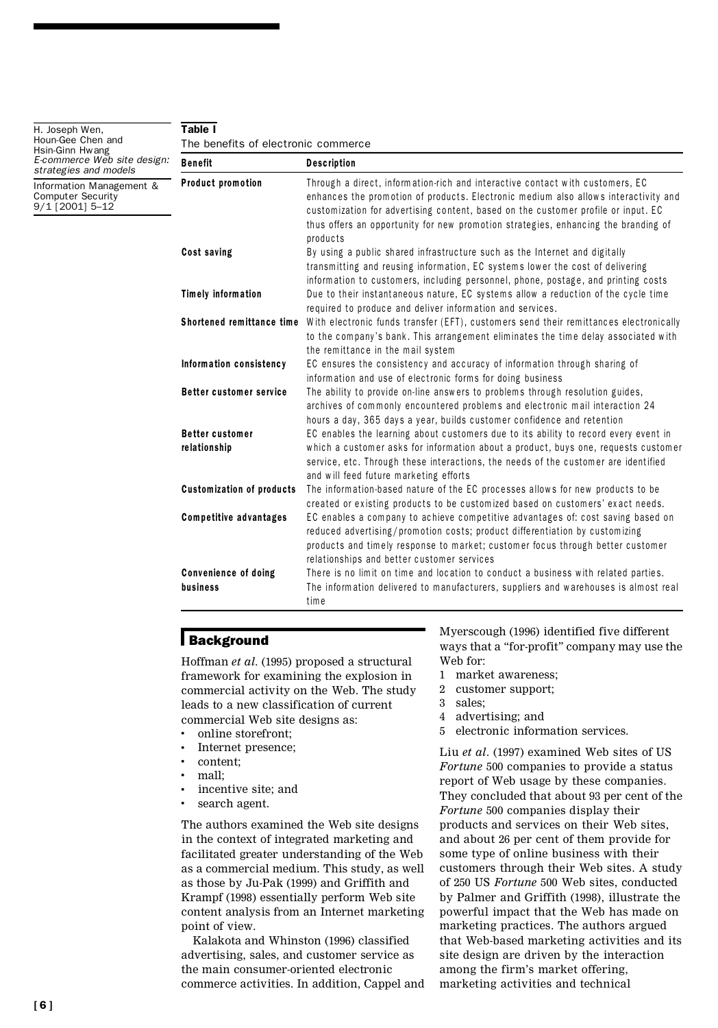**Table I**
The benefits of electronic commerce

| Benefit | Description |
|---|---|
| **Product promotion** | Through a direct, information-rich and interactive contact with customers, EC enhances the promotion of products. Electronic medium also allows interactivity and customization for advertising content, based on the customer profile or input. EC thus offers an opportunity for new promotion strategies, enhancing the branding of products |
| **Cost saving** | By using a public shared infrastructure such as the Internet and digitally transmitting and reusing information, EC systems lower the cost of delivering information to customers, including personnel, phone, postage, and printing costs |
| **Timely information** | Due to their instantaneous nature, EC systems allow a reduction of the cycle time required to produce and deliver information and services. |
| **Shortened remittance time** | With electronic funds transfer (EFT), customers send their remittances electronically to the company's bank. This arrangement eliminates the time delay associated with the remittance in the mail system |
| **Information consistency** | EC ensures the consistency and accuracy of information through sharing of information and use of electronic forms for doing business |
| **Better customer service** | The ability to provide on-line answers to problems through resolution guides, archives of commonly encountered problems and electronic mail interaction 24 hours a day, 365 days a year, builds customer confidence and retention |
| **Better customer relationship** | EC enables the learning about customers due to its ability to record every event in which a customer asks for information about a product, buys one, requests customer service, etc. Through these interactions, the needs of the customer are identified and will feed future marketing efforts |
| **Customization of products** | The information-based nature of the EC processes allows for new products to be created or existing products to be customized based on customers' exact needs. |
| **Competitive advantages** | EC enables a company to achieve competitive advantages of: cost saving based on reduced advertising/promotion costs; product differentiation by customizing products and timely response to market; customer focus through better customer relationships and better customer services |
| **Convenience of doing business** | There is no limit on time and location to conduct a business with related parties. The information delivered to manufacturers, suppliers and warehouses is almost real time |

## Background

Hoffman *et al*. (1995) proposed a structural framework for examining the explosion in commercial activity on the Web. The study leads to a new classification of current commercial Web site designs as:

- online storefront;
- Internet presence;
- content;
- mall;
- incentive site; and
- search agent.

The authors examined the Web site designs in the context of integrated marketing and facilitated greater understanding of the Web as a commercial medium. This study, as well as those by Ju-Pak (1999) and Griffith and Krampf (1998) essentially perform Web site content analysis from an Internet marketing point of view.

Kalakota and Whinston (1996) classified advertising, sales, and customer service as the main consumer-oriented electronic commerce activities. In addition, Cappel and Myerscough (1996) identified five different ways that a "for-profit" company may use the Web for:

1. market awareness;
2. customer support;
3. sales;
4. advertising; and
5. electronic information services.

Liu *et al*. (1997) examined Web sites of US *Fortune* 500 companies to provide a status report of Web usage by these companies. They concluded that about 93 per cent of the *Fortune* 500 companies display their products and services on their Web sites, and about 26 per cent of them provide for some type of online business with their customers through their Web sites. A study of 250 US *Fortune* 500 Web sites, conducted by Palmer and Griffith (1998), illustrate the powerful impact that the Web has made on marketing practices. The authors argued that Web-based marketing activities and its site design are driven by the interaction among the firm's market offering, marketing activities and technical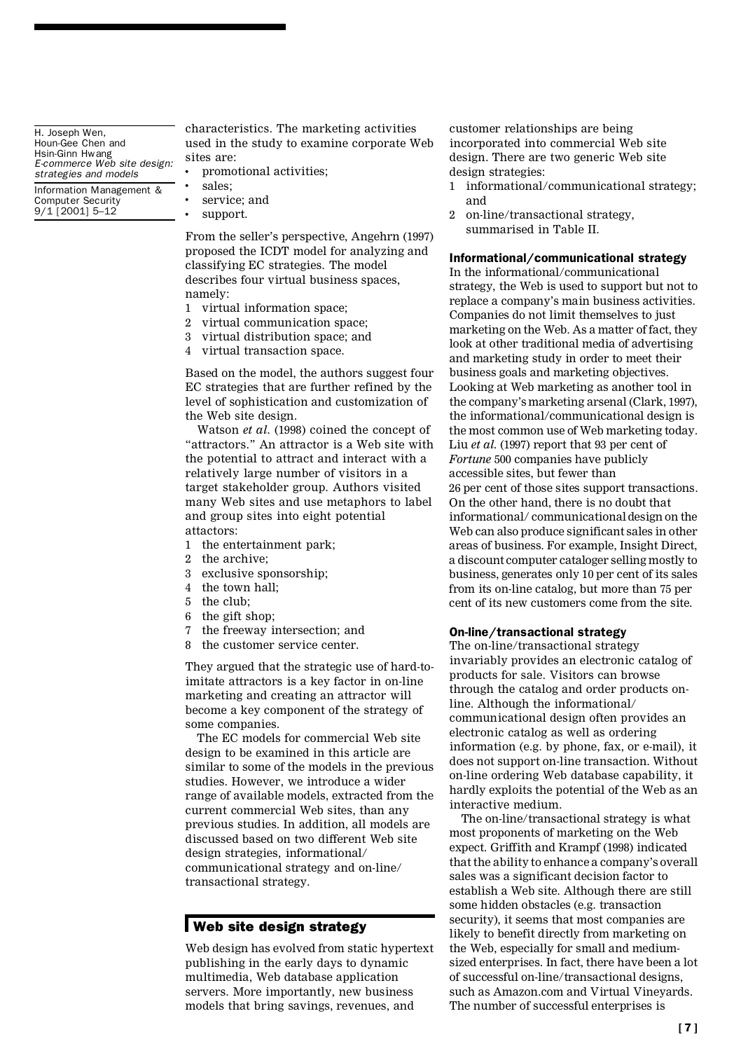characteristics. The marketing activities used in the study to examine corporate Web sites are:

- promotional activities;
- sales;
- service; and
- support.

From the seller's perspective, Angehrn (1997) proposed the ICDT model for analyzing and classifying EC strategies. The model describes four virtual business spaces, namely:

1. virtual information space;
2. virtual communication space;
3. virtual distribution space; and
4. virtual transaction space.

Based on the model, the authors suggest four EC strategies that are further refined by the level of sophistication and customization of the Web site design.

Watson *et al*. (1998) coined the concept of "attractors." An attractor is a Web site with the potential to attract and interact with a relatively large number of visitors in a target stakeholder group. Authors visited many Web sites and use metaphors to label and group sites into eight potential attractors:

1. the entertainment park;
2. the archive;
3. exclusive sponsorship;
4. the town hall;
5. the club;
6. the gift shop;
7. the freeway intersection; and
8. the customer service center.

They argued that the strategic use of hard-to-imitate attractors is a key factor in on-line marketing and creating an attractor will become a key component of the strategy of some companies.

The EC models for commercial Web site design to be examined in this article are similar to some of the models in the previous studies. However, we introduce a wider range of available models, extracted from the current commercial Web sites, than any previous studies. In addition, all models are discussed based on two different Web site design strategies, informational/communicational strategy and on-line/transactional strategy.

## Web site design strategy

Web design has evolved from static hypertext publishing in the early days to dynamic multimedia, Web database application servers. More importantly, new business models that bring savings, revenues, and customer relationships are being incorporated into commercial Web site design. There are two generic Web site design strategies:

1. informational/communicational strategy; and
2. on-line/transactional strategy,

summarised in Table II.

### Informational/communicational strategy

In the informational/communicational strategy, the Web is used to support but not to replace a company's main business activities. Companies do not limit themselves to just marketing on the Web. As a matter of fact, they look at other traditional media of advertising and marketing study in order to meet their business goals and marketing objectives. Looking at Web marketing as another tool in the company's marketing arsenal (Clark, 1997), the informational/communicational design is the most common use of Web marketing today. Liu *et al*. (1997) report that 93 per cent of *Fortune* 500 companies have publicly accessible sites, but fewer than 26 per cent of those sites support transactions. On the other hand, there is no doubt that informational/ communicational design on the Web can also produce significant sales in other areas of business. For example, Insight Direct, a discount computer cataloger selling mostly to business, generates only 10 per cent of its sales from its on-line catalog, but more than 75 per cent of its new customers come from the site.

### On-line/transactional strategy

The on-line/transactional strategy invariably provides an electronic catalog of products for sale. Visitors can browse through the catalog and order products on-line. Although the informational/communicational design often provides an electronic catalog as well as ordering information (e.g. by phone, fax, or e-mail), it does not support on-line transaction. Without on-line ordering Web database capability, it hardly exploits the potential of the Web as an interactive medium.

The on-line/transactional strategy is what most proponents of marketing on the Web expect. Griffith and Krampf (1998) indicated that the ability to enhance a company's overall sales was a significant decision factor to establish a Web site. Although there are still some hidden obstacles (e.g. transaction security), it seems that most companies are likely to benefit directly from marketing on the Web, especially for small and medium-sized enterprises. In fact, there have been a lot of successful on-line/transactional designs, such as Amazon.com and Virtual Vineyards. The number of successful enterprises is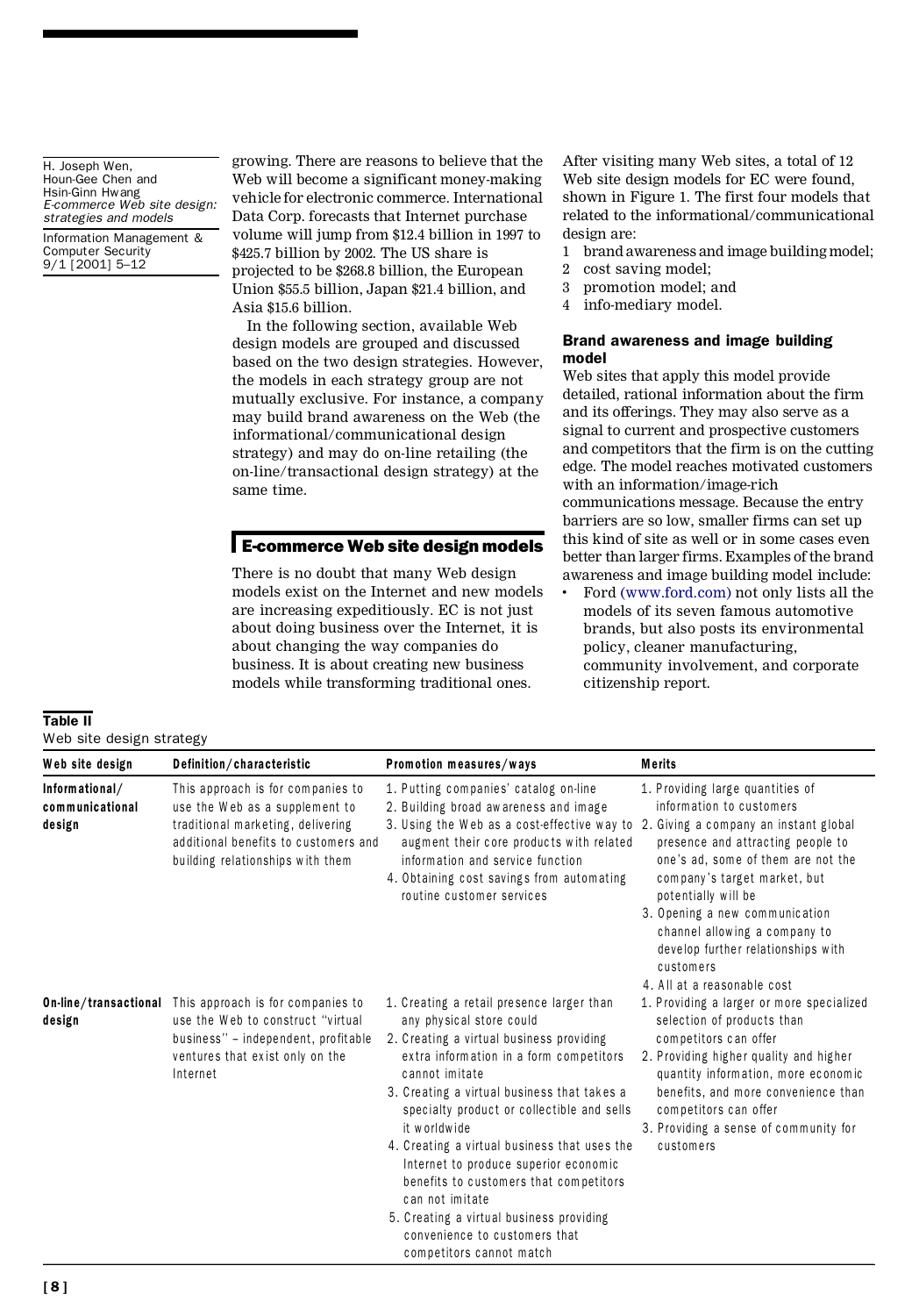growing. There are reasons to believe that the Web will become a significant money-making vehicle for electronic commerce. International Data Corp. forecasts that Internet purchase volume will jump from $12.4 billion in 1997 to $425.7 billion by 2002. The US share is projected to be $268.8 billion, the European Union $55.5 billion, Japan $21.4 billion, and Asia $15.6 billion.

In the following section, available Web design models are grouped and discussed based on the two design strategies. However, the models in each strategy group are not mutually exclusive. For instance, a company may build brand awareness on the Web (the informational/communicational design strategy) and may do on-line retailing (the on-line/transactional design strategy) at the same time.

## E-commerce Web site design models

There is no doubt that many Web design models exist on the Internet and new models are increasing expeditiously. EC is not just about doing business over the Internet, it is about changing the way companies do business. It is about creating new business models while transforming traditional ones.

After visiting many Web sites, a total of 12 Web site design models for EC were found, shown in Figure 1. The first four models that related to the informational/communicational design are:

1. brand awareness and image building model;
2. cost saving model;
3. promotion model; and
4. info-mediary model.

### Brand awareness and image building model

Web sites that apply this model provide detailed, rational information about the firm and its offerings. They may also serve as a signal to current and prospective customers and competitors that the firm is on the cutting edge. The model reaches motivated customers with an information/image-rich communications message. Because the entry barriers are so low, smaller firms can set up this kind of site as well or in some cases even better than larger firms. Examples of the brand awareness and image building model include:

- Ford (www.ford.com) not only lists all the models of its seven famous automotive brands, but also posts its environmental policy, cleaner manufacturing, community involvement, and corporate citizenship report.

**Table II**
Web site design strategy

| Web site design | Definition/characteristic | Promotion measures/ways | Merits |
|---|---|---|---|
| **Informational/communicational design** | This approach is for companies to use the Web as a supplement to traditional marketing, delivering additional benefits to customers and building relationships with them | 1. Putting companies' catalog on-line<br>2. Building broad awareness and image<br>3. Using the Web as a cost-effective way to augment their core products with related information and service function<br>4. Obtaining cost savings from automating routine customer services | 1. Providing large quantities of information to customers<br>2. Giving a company an instant global presence and attracting people to one's ad, some of them are not the company's target market, but potentially will be<br>3. Opening a new communication channel allowing a company to develop further relationships with customers<br>4. All at a reasonable cost |
| **On-line/transactional design** | This approach is for companies to use the Web to construct "virtual business" – independent, profitable ventures that exist only on the Internet | 1. Creating a retail presence larger than any physical store could<br>2. Creating a virtual business providing extra information in a form competitors cannot imitate<br>3. Creating a virtual business that takes a specialty product or collectible and sells it worldwide<br>4. Creating a virtual business that uses the Internet to produce superior economic benefits to customers that competitors can not imitate<br>5. Creating a virtual business providing convenience to customers that competitors cannot match | 1. Providing a larger or more specialized selection of products than competitors can offer<br>2. Providing higher quality and higher quantity information, more economic benefits, and more convenience than competitors can offer<br>3. Providing a sense of community for customers |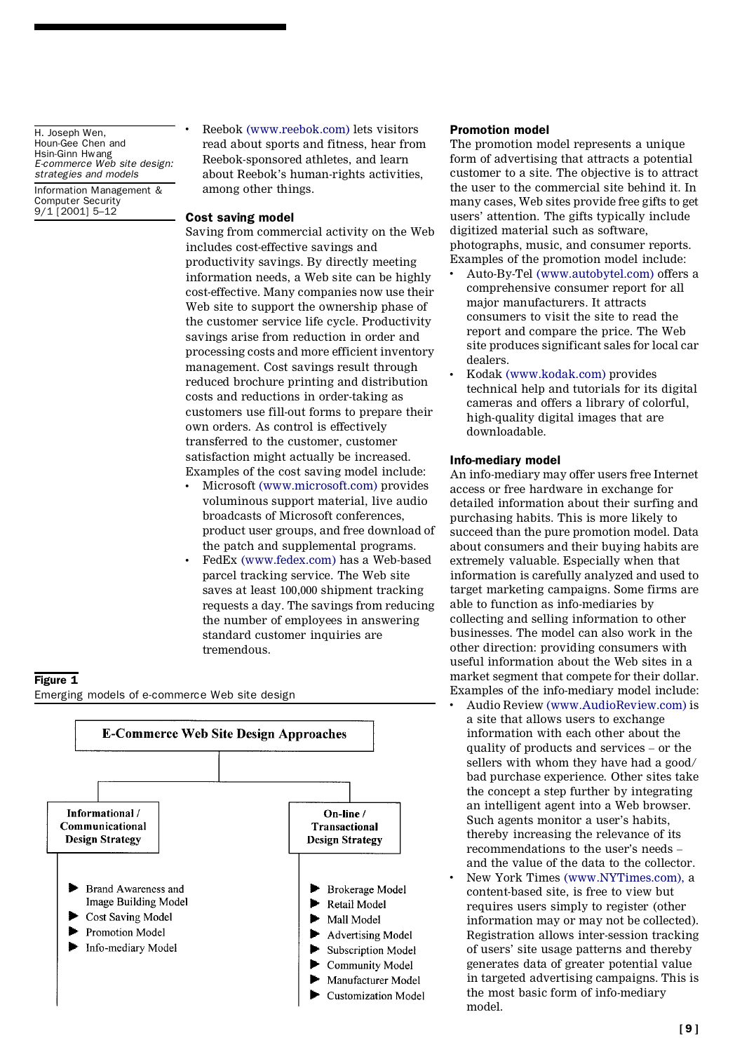- Reebok (www.reebok.com) lets visitors read about sports and fitness, hear from Reebok-sponsored athletes, and learn about Reebok's human-rights activities, among other things.

### Cost saving model

Saving from commercial activity on the Web includes cost-effective savings and productivity savings. By directly meeting information needs, a Web site can be highly cost-effective. Many companies now use their Web site to support the ownership phase of the customer service life cycle. Productivity savings arise from reduction in order and processing costs and more efficient inventory management. Cost savings result through reduced brochure printing and distribution costs and reductions in order-taking as customers use fill-out forms to prepare their own orders. As control is effectively transferred to the customer, customer satisfaction might actually be increased. Examples of the cost saving model include:

- Microsoft (www.microsoft.com) provides voluminous support material, live audio broadcasts of Microsoft conferences, product user groups, and free download of the patch and supplemental programs.
- FedEx (www.fedex.com) has a Web-based parcel tracking service. The Web site saves at least 100,000 shipment tracking requests a day. The savings from reducing the number of employees in answering standard customer inquiries are tremendous.

**Figure 1**
Emerging models of e-commerce Web site design

E-Commerce Web Site Design Approaches

Informational / Communicational Design Strategy

- Brand Awareness and Image Building Model
- Cost Saving Model
- Promotion Model
- Info-mediary Model

On-line / Transactional Design Strategy

- Brokerage Model
- Retail Model
- Mall Model
- Advertising Model
- Subscription Model
- Community Model
- Manufacturer Model
- Customization Model

### Promotion model

The promotion model represents a unique form of advertising that attracts a potential customer to a site. The objective is to attract the user to the commercial site behind it. In many cases, Web sites provide free gifts to get users' attention. The gifts typically include digitized material such as software, photographs, music, and consumer reports. Examples of the promotion model include:

- Auto-By-Tel (www.autobytel.com) offers a comprehensive consumer report for all major manufacturers. It attracts consumers to visit the site to read the report and compare the price. The Web site produces significant sales for local car dealers.
- Kodak (www.kodak.com) provides technical help and tutorials for its digital cameras and offers a library of colorful, high-quality digital images that are downloadable.

### Info-mediary model

An info-mediary may offer users free Internet access or free hardware in exchange for detailed information about their surfing and purchasing habits. This is more likely to succeed than the pure promotion model. Data about consumers and their buying habits are extremely valuable. Especially when that information is carefully analyzed and used to target marketing campaigns. Some firms are able to function as info-mediaries by collecting and selling information to other businesses. The model can also work in the other direction: providing consumers with useful information about the Web sites in a market segment that compete for their dollar. Examples of the info-mediary model include:

- Audio Review (www.AudioReview.com) is a site that allows users to exchange information with each other about the quality of products and services – or the sellers with whom they have had a good/bad purchase experience. Other sites take the concept a step further by integrating an intelligent agent into a Web browser. Such agents monitor a user's habits, thereby increasing the relevance of its recommendations to the user's needs – and the value of the data to the collector.
- New York Times (www.NYTimes.com), a content-based site, is free to view but requires users simply to register (other information may or may not be collected). Registration allows inter-session tracking of users' site usage patterns and thereby generates data of greater potential value in targeted advertising campaigns. This is the most basic form of info-mediary model.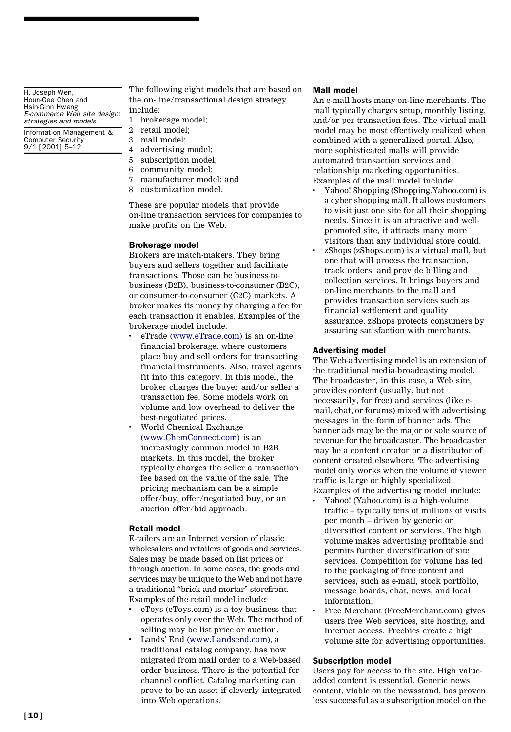The following eight models that are based on the on-line/transactional design strategy include:

1. brokerage model;
2. retail model;
3. mall model;
4. advertising model;
5. subscription model;
6. community model;
7. manufacturer model; and
8. customization model.

These are popular models that provide on-line transaction services for companies to make profits on the Web.

### Brokerage model

Brokers are match-makers. They bring buyers and sellers together and facilitate transactions. Those can be business-to-business (B2B), business-to-consumer (B2C), or consumer-to-consumer (C2C) markets. A broker makes its money by charging a fee for each transaction it enables. Examples of the brokerage model include:

- eTrade (www.eTrade.com) is an on-line financial brokerage, where customers place buy and sell orders for transacting financial instruments. Also, travel agents fit into this category. In this model, the broker charges the buyer and/or seller a transaction fee. Some models work on volume and low overhead to deliver the best-negotiated prices.
- World Chemical Exchange (www.ChemConnect.com) is an increasingly common model in B2B markets. In this model, the broker typically charges the seller a transaction fee based on the value of the sale. The pricing mechanism can be a simple offer/buy, offer/negotiated buy, or an auction offer/bid approach.

### Retail model

E-tailers are an Internet version of classic wholesalers and retailers of goods and services. Sales may be made based on list prices or through auction. In some cases, the goods and services may be unique to the Web and not have a traditional "brick-and-mortar" storefront. Examples of the retail model include:

- eToys (eToys.com) is a toy business that operates only over the Web. The method of selling may be list price or auction.
- Lands' End (www.Landsend.com), a traditional catalog company, has now migrated from mail order to a Web-based order business. There is the potential for channel conflict. Catalog marketing can prove to be an asset if cleverly integrated into Web operations.

### Mall model

An e-mall hosts many on-line merchants. The mall typically charges setup, monthly listing, and/or per transaction fees. The virtual mall model may be most effectively realized when combined with a generalized portal. Also, more sophisticated malls will provide automated transaction services and relationship marketing opportunities. Examples of the mall model include:

- Yahoo! Shopping (Shopping.Yahoo.com) is a cyber shopping mall. It allows customers to visit just one site for all their shopping needs. Since it is an attractive and well-promoted site, it attracts many more visitors than any individual store could.
- zShops (zShops.com) is a virtual mall, but one that will process the transaction, track orders, and provide billing and collection services. It brings buyers and on-line merchants to the mall and provides transaction services such as financial settlement and quality assurance. zShops protects consumers by assuring satisfaction with merchants.

### Advertising model

The Web-advertising model is an extension of the traditional media-broadcasting model. The broadcaster, in this case, a Web site, provides content (usually, but not necessarily, for free) and services (like e-mail, chat, or forums) mixed with advertising messages in the form of banner ads. The banner ads may be the major or sole source of revenue for the broadcaster. The broadcaster may be a content creator or a distributor of content created elsewhere. The advertising model only works when the volume of viewer traffic is large or highly specialized. Examples of the advertising model include:

- Yahoo! (Yahoo.com) is a high-volume traffic – typically tens of millions of visits per month – driven by generic or diversified content or services. The high volume makes advertising profitable and permits further diversification of site services. Competition for volume has led to the packaging of free content and services, such as e-mail, stock portfolio, message boards, chat, news, and local information.
- Free Merchant (FreeMerchant.com) gives users free Web services, site hosting, and Internet access. Freebies create a high volume site for advertising opportunities.

### Subscription model

Users pay for access to the site. High value-added content is essential. Generic news content, viable on the newsstand, has proven less successful as a subscription model on the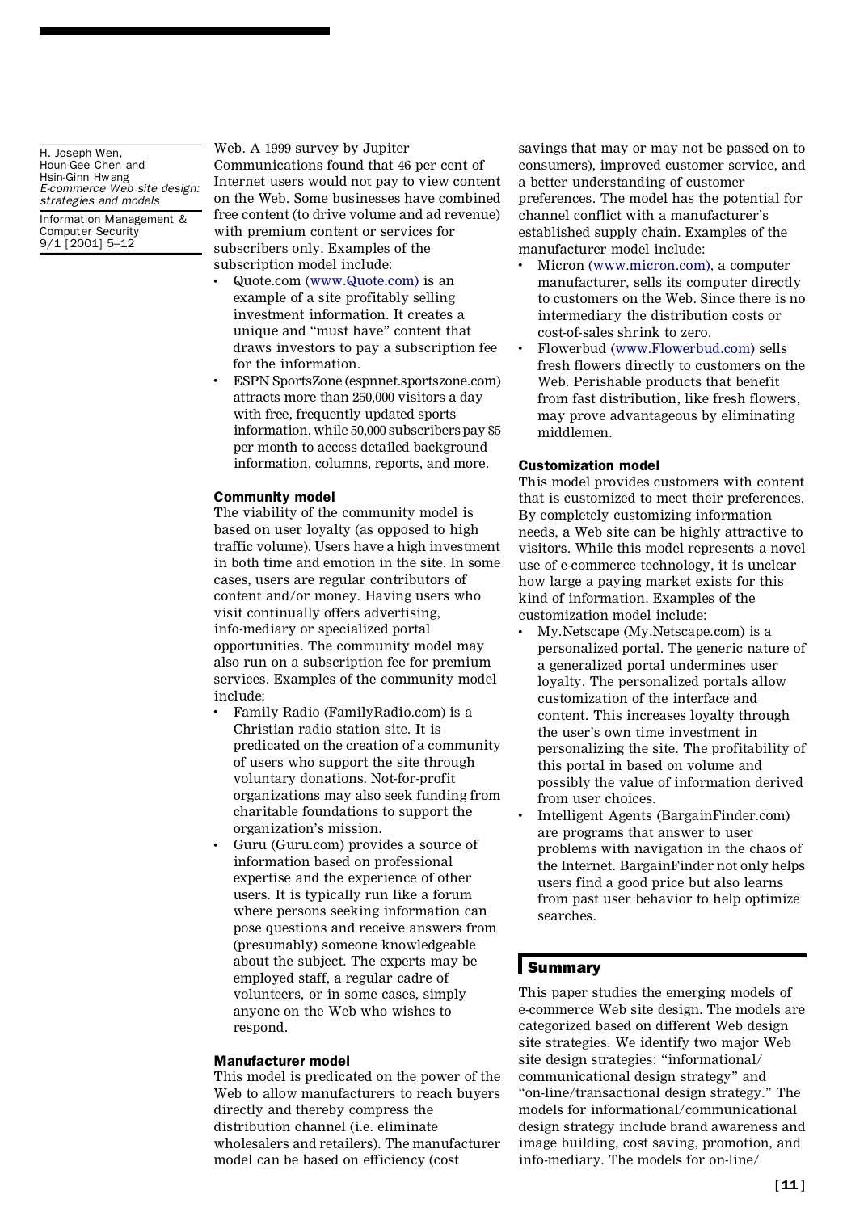Web. A 1999 survey by Jupiter Communications found that 46 per cent of Internet users would not pay to view content on the Web. Some businesses have combined free content (to drive volume and ad revenue) with premium content or services for subscribers only. Examples of the subscription model include:

- Quote.com (www.Quote.com) is an example of a site profitably selling investment information. It creates a unique and "must have" content that draws investors to pay a subscription fee for the information.
- ESPN SportsZone (espnnet.sportszone.com) attracts more than 250,000 visitors a day with free, frequently updated sports information, while 50,000 subscribers pay $5 per month to access detailed background information, columns, reports, and more.

### Community model

The viability of the community model is based on user loyalty (as opposed to high traffic volume). Users have a high investment in both time and emotion in the site. In some cases, users are regular contributors of content and/or money. Having users who visit continually offers advertising, info-mediary or specialized portal opportunities. The community model may also run on a subscription fee for premium services. Examples of the community model include:

- Family Radio (FamilyRadio.com) is a Christian radio station site. It is predicated on the creation of a community of users who support the site through voluntary donations. Not-for-profit organizations may also seek funding from charitable foundations to support the organization's mission.
- Guru (Guru.com) provides a source of information based on professional expertise and the experience of other users. It is typically run like a forum where persons seeking information can pose questions and receive answers from (presumably) someone knowledgeable about the subject. The experts may be employed staff, a regular cadre of volunteers, or in some cases, simply anyone on the Web who wishes to respond.

### Manufacturer model

This model is predicated on the power of the Web to allow manufacturers to reach buyers directly and thereby compress the distribution channel (i.e. eliminate wholesalers and retailers). The manufacturer model can be based on efficiency (cost savings that may or may not be passed on to consumers), improved customer service, and a better understanding of customer preferences. The model has the potential for channel conflict with a manufacturer's established supply chain. Examples of the manufacturer model include:

- Micron (www.micron.com), a computer manufacturer, sells its computer directly to customers on the Web. Since there is no intermediary the distribution costs or cost-of-sales shrink to zero.
- Flowerbud (www.Flowerbud.com) sells fresh flowers directly to customers on the Web. Perishable products that benefit from fast distribution, like fresh flowers, may prove advantageous by eliminating middlemen.

### Customization model

This model provides customers with content that is customized to meet their preferences. By completely customizing information needs, a Web site can be highly attractive to visitors. While this model represents a novel use of e-commerce technology, it is unclear how large a paying market exists for this kind of information. Examples of the customization model include:

- My.Netscape (My.Netscape.com) is a personalized portal. The generic nature of a generalized portal undermines user loyalty. The personalized portals allow customization of the interface and content. This increases loyalty through the user's own time investment in personalizing the site. The profitability of this portal in based on volume and possibly the value of information derived from user choices.
- Intelligent Agents (BargainFinder.com) are programs that answer to user problems with navigation in the chaos of the Internet. BargainFinder not only helps users find a good price but also learns from past user behavior to help optimize searches.

## Summary

This paper studies the emerging models of e-commerce Web site design. The models are categorized based on different Web design site strategies. We identify two major Web site design strategies: "informational/ communicational design strategy" and "on-line/transactional design strategy." The models for informational/communicational design strategy include brand awareness and image building, cost saving, promotion, and info-mediary. The models for on-line/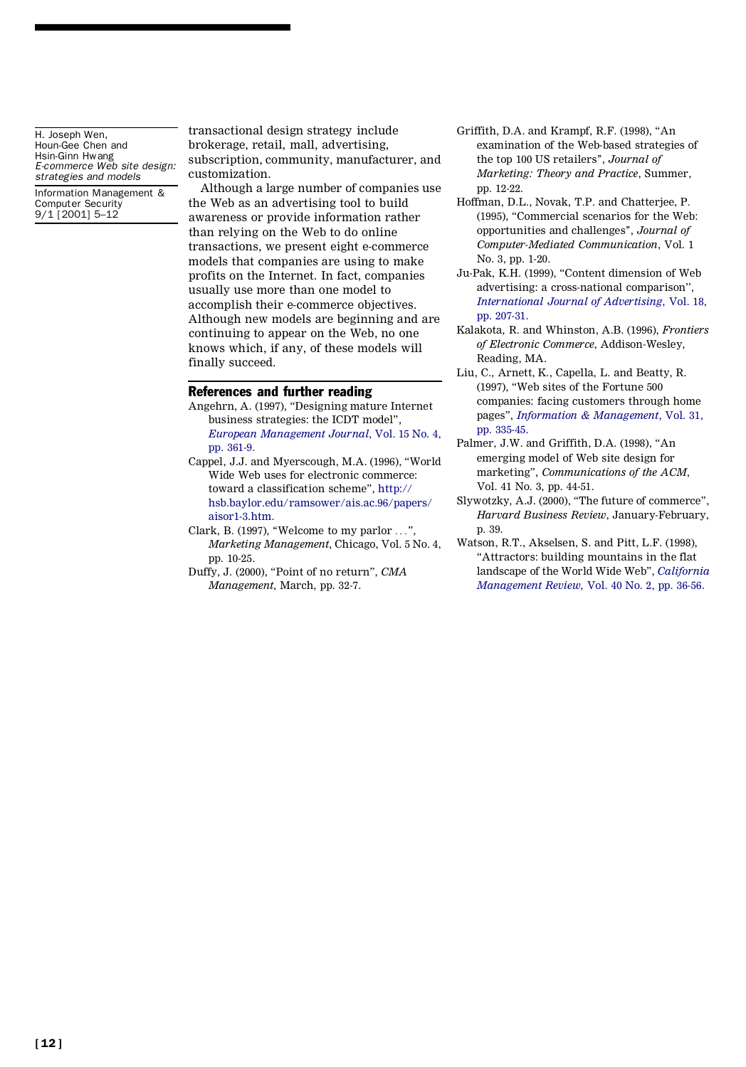transactional design strategy include brokerage, retail, mall, advertising, subscription, community, manufacturer, and customization.

Although a large number of companies use the Web as an advertising tool to build awareness or provide information rather than relying on the Web to do online transactions, we present eight e-commerce models that companies are using to make profits on the Internet. In fact, companies usually use more than one model to accomplish their e-commerce objectives. Although new models are beginning and are continuing to appear on the Web, no one knows which, if any, of these models will finally succeed.

## References and further reading

Angehrn, A. (1997), "Designing mature Internet business strategies: the ICDT model", *European Management Journal*, Vol. 15 No. 4, pp. 361-9.

Cappel, J.J. and Myerscough, M.A. (1996), "World Wide Web uses for electronic commerce: toward a classification scheme", http://hsb.baylor.edu/ramsower/ais.ac.96/papers/aisor1-3.htm.

Clark, B. (1997), "Welcome to my parlor . . .", *Marketing Management*, Chicago, Vol. 5 No. 4, pp. 10-25.

Duffy, J. (2000), "Point of no return", *CMA Management*, March, pp. 32-7.

Griffith, D.A. and Krampf, R.F. (1998), "An examination of the Web-based strategies of the top 100 US retailers", *Journal of Marketing: Theory and Practice*, Summer, pp. 12-22.

Hoffman, D.L., Novak, T.P. and Chatterjee, P. (1995), "Commercial scenarios for the Web: opportunities and challenges", *Journal of Computer-Mediated Communication*, Vol. 1 No. 3, pp. 1-20.

Ju-Pak, K.H. (1999), "Content dimension of Web advertising: a cross-national comparison", *International Journal of Advertising*, Vol. 18, pp. 207-31.

Kalakota, R. and Whinston, A.B. (1996), *Frontiers of Electronic Commerce*, Addison-Wesley, Reading, MA.

Liu, C., Arnett, K., Capella, L. and Beatty, R. (1997), "Web sites of the Fortune 500 companies: facing customers through home pages", *Information & Management*, Vol. 31, pp. 335-45.

Palmer, J.W. and Griffith, D.A. (1998), "An emerging model of Web site design for marketing", *Communications of the ACM*, Vol. 41 No. 3, pp. 44-51.

Slywotzky, A.J. (2000), "The future of commerce", *Harvard Business Review*, January-February, p. 39.

Watson, R.T., Akselsen, S. and Pitt, L.F. (1998), "Attractors: building mountains in the flat landscape of the World Wide Web", *California Management Review*, Vol. 40 No. 2, pp. 36-56.